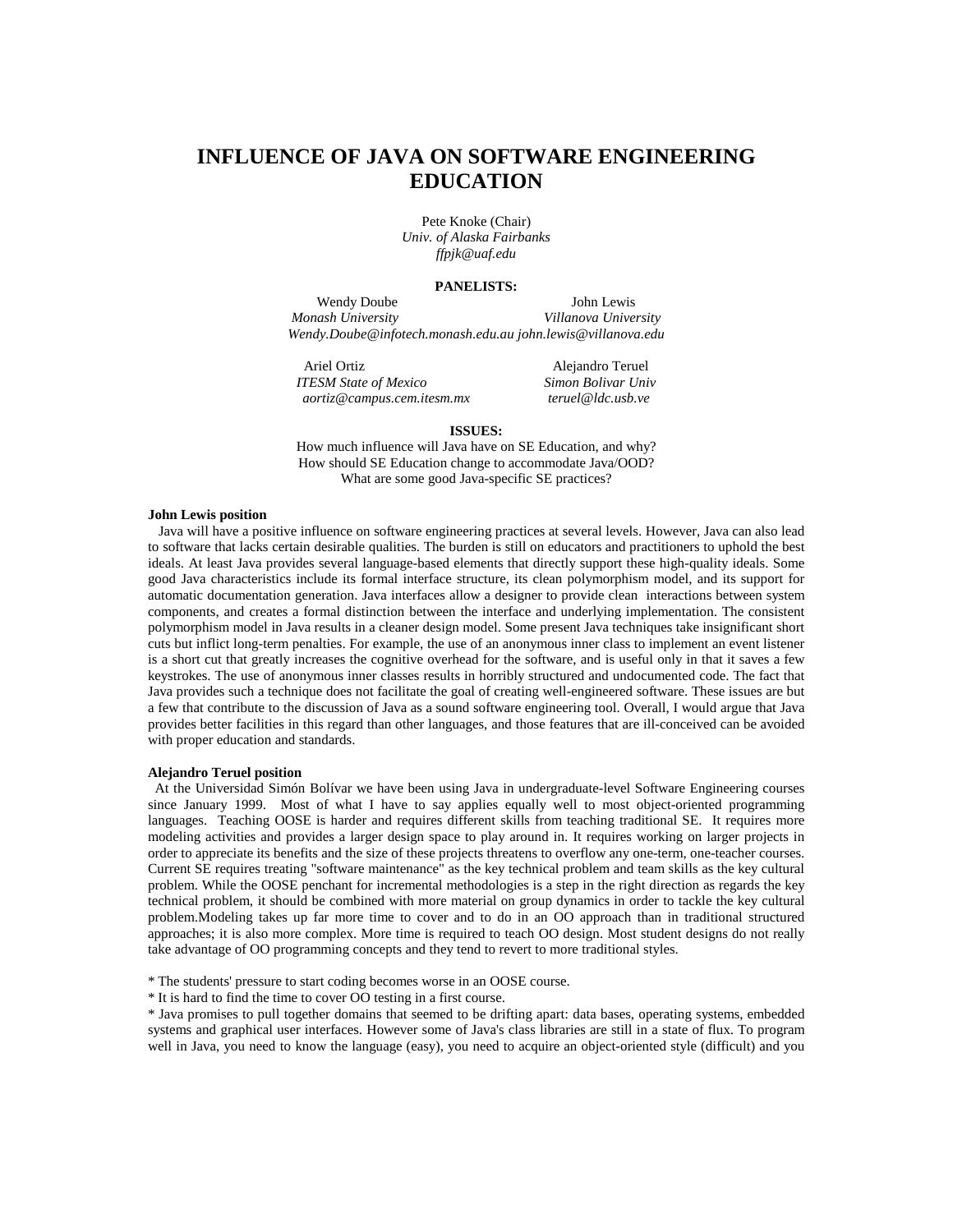# INFLUENCE OF JAVA ON SOFTWARE ENGINEERING EDUCATION

Pete Knoke (Chair)
*Univ. of Alaska Fairbanks*
*ffpjk@uaf.edu*

**PANELISTS:**

Wendy Doube
*Monash University*
*Wendy.Doube@infotech.monash.edu.au*

John Lewis
*Villanova University*
*john.lewis@villanova.edu*

Ariel Ortiz
*ITESM State of Mexico*
*aortiz@campus.cem.itesm.mx*

Alejandro Teruel
*Simon Bolivar Univ*
*teruel@ldc.usb.ve*

**ISSUES:**

How much influence will Java have on SE Education, and why?
How should SE Education change to accommodate Java/OOD?
What are some good Java-specific SE practices?

**John Lewis position**

Java will have a positive influence on software engineering practices at several levels. However, Java can also lead to software that lacks certain desirable qualities. The burden is still on educators and practitioners to uphold the best ideals. At least Java provides several language-based elements that directly support these high-quality ideals. Some good Java characteristics include its formal interface structure, its clean polymorphism model, and its support for automatic documentation generation. Java interfaces allow a designer to provide clean interactions between system components, and creates a formal distinction between the interface and underlying implementation. The consistent polymorphism model in Java results in a cleaner design model. Some present Java techniques take insignificant short cuts but inflict long-term penalties. For example, the use of an anonymous inner class to implement an event listener is a short cut that greatly increases the cognitive overhead for the software, and is useful only in that it saves a few keystrokes. The use of anonymous inner classes results in horribly structured and undocumented code. The fact that Java provides such a technique does not facilitate the goal of creating well-engineered software. These issues are but a few that contribute to the discussion of Java as a sound software engineering tool. Overall, I would argue that Java provides better facilities in this regard than other languages, and those features that are ill-conceived can be avoided with proper education and standards.

**Alejandro Teruel position**

At the Universidad Simón Bolívar we have been using Java in undergraduate-level Software Engineering courses since January 1999. Most of what I have to say applies equally well to most object-oriented programming languages. Teaching OOSE is harder and requires different skills from teaching traditional SE. It requires more modeling activities and provides a larger design space to play around in. It requires working on larger projects in order to appreciate its benefits and the size of these projects threatens to overflow any one-term, one-teacher courses. Current SE requires treating "software maintenance" as the key technical problem and team skills as the key cultural problem. While the OOSE penchant for incremental methodologies is a step in the right direction as regards the key technical problem, it should be combined with more material on group dynamics in order to tackle the key cultural problem.Modeling takes up far more time to cover and to do in an OO approach than in traditional structured approaches; it is also more complex. More time is required to teach OO design. Most student designs do not really take advantage of OO programming concepts and they tend to revert to more traditional styles.

* The students' pressure to start coding becomes worse in an OOSE course.
* It is hard to find the time to cover OO testing in a first course.
* Java promises to pull together domains that seemed to be drifting apart: data bases, operating systems, embedded systems and graphical user interfaces. However some of Java's class libraries are still in a state of flux. To program well in Java, you need to know the language (easy), you need to acquire an object-oriented style (difficult) and you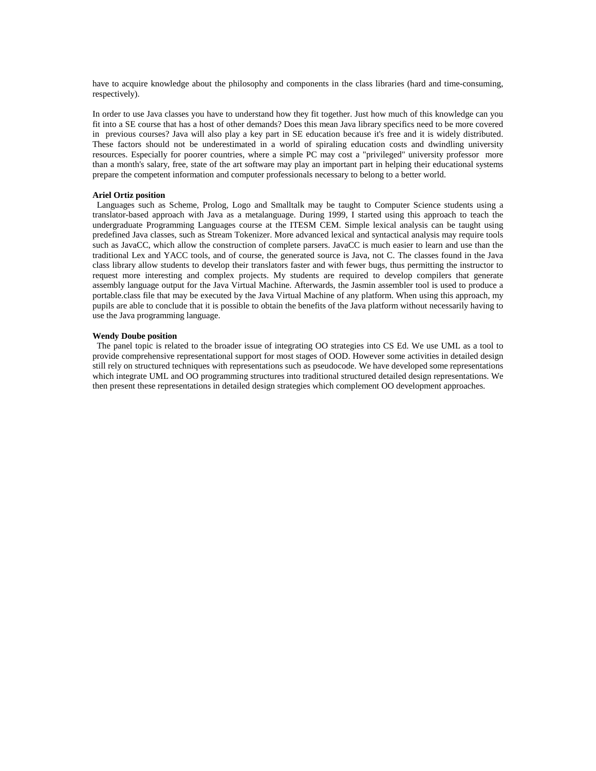have to acquire knowledge about the philosophy and components in the class libraries (hard and time-consuming, respectively).

In order to use Java classes you have to understand how they fit together. Just how much of this knowledge can you fit into a SE course that has a host of other demands? Does this mean Java library specifics need to be more covered in previous courses? Java will also play a key part in SE education because it's free and it is widely distributed. These factors should not be underestimated in a world of spiraling education costs and dwindling university resources. Especially for poorer countries, where a simple PC may cost a "privileged" university professor more than a month's salary, free, state of the art software may play an important part in helping their educational systems prepare the competent information and computer professionals necessary to belong to a better world.

**Ariel Ortiz position**

Languages such as Scheme, Prolog, Logo and Smalltalk may be taught to Computer Science students using a translator-based approach with Java as a metalanguage. During 1999, I started using this approach to teach the undergraduate Programming Languages course at the ITESM CEM. Simple lexical analysis can be taught using predefined Java classes, such as Stream Tokenizer. More advanced lexical and syntactical analysis may require tools such as JavaCC, which allow the construction of complete parsers. JavaCC is much easier to learn and use than the traditional Lex and YACC tools, and of course, the generated source is Java, not C. The classes found in the Java class library allow students to develop their translators faster and with fewer bugs, thus permitting the instructor to request more interesting and complex projects. My students are required to develop compilers that generate assembly language output for the Java Virtual Machine. Afterwards, the Jasmin assembler tool is used to produce a portable.class file that may be executed by the Java Virtual Machine of any platform. When using this approach, my pupils are able to conclude that it is possible to obtain the benefits of the Java platform without necessarily having to use the Java programming language.

**Wendy Doube position**

The panel topic is related to the broader issue of integrating OO strategies into CS Ed. We use UML as a tool to provide comprehensive representational support for most stages of OOD. However some activities in detailed design still rely on structured techniques with representations such as pseudocode. We have developed some representations which integrate UML and OO programming structures into traditional structured detailed design representations. We then present these representations in detailed design strategies which complement OO development approaches.